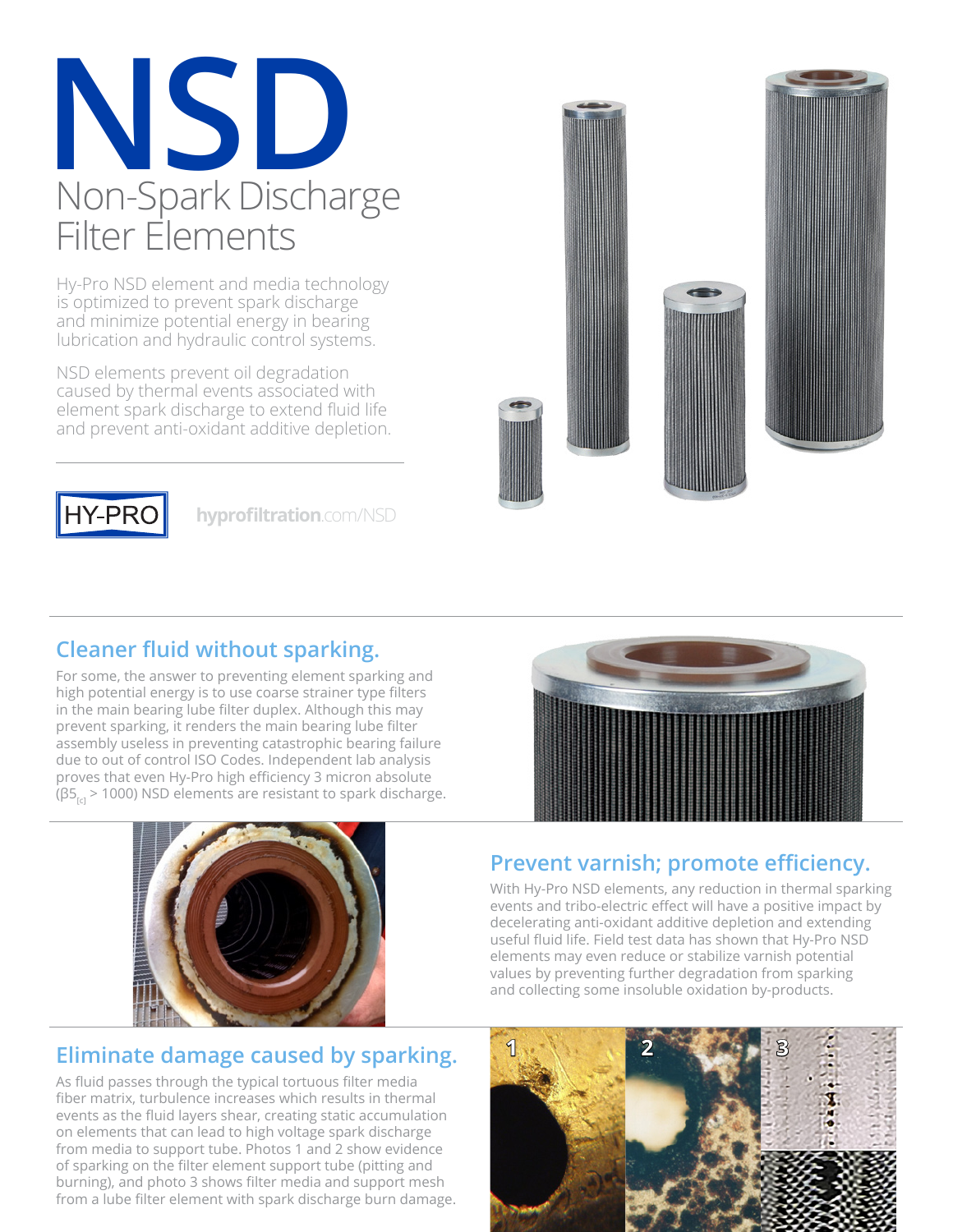# NSD

## Non-Spark Discharge Filter Elements

Hy-Pro NSD element and media technology is optimized to prevent spark discharge and minimize potential energy in bearing lubrication and hydraulic control systems.

NSD elements prevent oil degradation caused by thermal events associated with element spark discharge to extend fluid life and prevent anti-oxidant additive depletion.

HY-PRO

hyprofiltration.com/NSD

## Cleaner fluid without sparking.

For some, the answer to preventing element sparking and high potential energy is to use coarse strainer type filters in the main bearing lube filter duplex. Although this may prevent sparking, it renders the main bearing lube filter assembly useless in preventing catastrophic bearing failure due to out of control ISO Codes. Independent lab analysis proves that even Hy-Pro high efficiency 3 micron absolute ($\beta 5_{[c]} > 1000$) NSD elements are resistant to spark discharge.

## Prevent varnish; promote efficiency.

With Hy-Pro NSD elements, any reduction in thermal sparking events and tribo-electric effect will have a positive impact by decelerating anti-oxidant additive depletion and extending useful fluid life. Field test data has shown that Hy-Pro NSD elements may even reduce or stabilize varnish potential values by preventing further degradation from sparking and collecting some insoluble oxidation by-products.

## Eliminate damage caused by sparking.

As fluid passes through the typical tortuous filter media fiber matrix, turbulence increases which results in thermal events as the fluid layers shear, creating static accumulation on elements that can lead to high voltage spark discharge from media to support tube. Photos 1 and 2 show evidence of sparking on the filter element support tube (pitting and burning), and photo 3 shows filter media and support mesh from a lube filter element with spark discharge burn damage.

1 2 3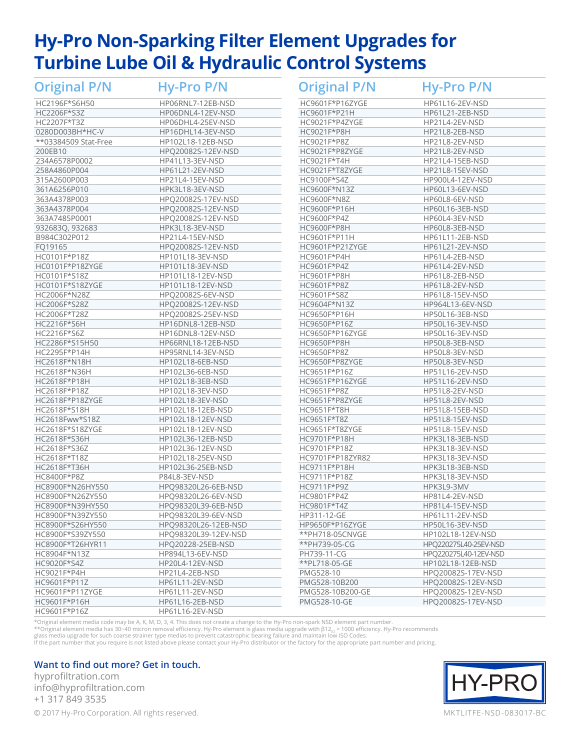# Hy-Pro Non-Sparking Filter Element Upgrades for Turbine Lube Oil & Hydraulic Control Systems

| Original P/N | Hy-Pro P/N |
|---|---|
| HC2196F*S6H50 | HP06RNL7-12EB-NSD |
| HC2206F*S3Z | HP06DNL4-12EV-NSD |
| HC2207F*T3Z | HP06DHL4-25EV-NSD |
| 0280D003BH*HC-V | HP16DHL14-3EV-NSD |
| **03384509 Stat-Free | HP102L18-12EB-NSD |
| 200EB10 | HPQ20082S-12EV-NSD |
| 234A6578P0002 | HP41L13-3EV-NSD |
| 258A4860P004 | HP61L21-2EV-NSD |
| 315A2600P003 | HP21L4-15EV-NSD |
| 361A6256P010 | HPK3L18-3EV-NSD |
| 363A4378P003 | HPQ20082S-17EV-NSD |
| 363A4378P004 | HPQ20082S-12EV-NSD |
| 363A7485P0001 | HPQ20082S-12EV-NSD |
| 932683Q, 932683 | HPK3L18-3EV-NSD |
| B984C302P012 | HP21L4-15EV-NSD |
| FQ19165 | HPQ20082S-12EV-NSD |
| HC0101F*P18Z | HP101L18-3EV-NSD |
| HC0101F*P18ZYGE | HP101L18-3EV-NSD |
| HC0101F*S18Z | HP101L18-12EV-NSD |
| HC0101F*S18ZYGE | HP101L18-12EV-NSD |
| HC2006F*N28Z | HPQ20082S-6EV-NSD |
| HC2006F*S28Z | HPQ20082S-12EV-NSD |
| HC2006F*T28Z | HPQ20082S-25EV-NSD |
| HC2216F*S6H | HP16DNL8-12EB-NSD |
| HC2216F*S6Z | HP16DNL8-12EV-NSD |
| HC2286F*S15H50 | HP66RNL18-12EB-NSD |
| HC2295F*P14H | HP95RNL14-3EV-NSD |
| HC2618F*N18H | HP102L18-6EB-NSD |
| HC2618F*N36H | HP102L36-6EB-NSD |
| HC2618F*P18H | HP102L18-3EB-NSD |
| HC2618F*P18Z | HP102L18-3EV-NSD |
| HC2618F*P18ZYGE | HP102L18-3EV-NSD |
| HC2618F*S18H | HP102L18-12EB-NSD |
| HC2618Fww*S18Z | HP102L18-12EV-NSD |
| HC2618F*S18ZYGE | HP102L18-12EV-NSD |
| HC2618F*S36H | HP102L36-12EB-NSD |
| HC2618F*S36Z | HP102L36-12EV-NSD |
| HC2618F*T18Z | HP102L18-25EV-NSD |
| HC2618F*T36H | HP102L36-25EB-NSD |
| HC8400F*P8Z | P84L8-3EV-NSD |
| HC8900F*N26HY550 | HPQ98320L26-6EB-NSD |
| HC8900F*N26ZY550 | HPQ98320L26-6EV-NSD |
| HC8900F*N39HY550 | HPQ98320L39-6EB-NSD |
| HC8900F*N39ZY550 | HPQ98320L39-6EV-NSD |
| HC8900F*S26HY550 | HPQ98320L26-12EB-NSD |
| HC8900F*S39ZY550 | HPQ98320L39-12EV-NSD |
| HC8900F*T26HYR11 | HPQ20228-25EB-NSD |
| HC8904F*N13Z | HP894L13-6EV-NSD |
| HC9020F*S4Z | HP20L4-12EV-NSD |
| HC9021F*P4H | HP21L4-2EB-NSD |
| HC9601F*P11Z | HP61L11-2EV-NSD |
| HC9601F*P11ZYGE | HP61L11-2EV-NSD |
| HC9601F*P16H | HP61L16-2EB-NSD |
| HC9601F*P16Z | HP61L16-2EV-NSD |
| HC9601F*P16ZYGE | HP61L16-2EV-NSD |
| HC9601F*P21H | HP61L21-2EB-NSD |
| HC9021F*P4ZYGE | HP21L4-2EV-NSD |
| HC9021F*P8H | HP21L8-2EB-NSD |
| HC9021F*P8Z | HP21L8-2EV-NSD |
| HC9021F*P8ZYGE | HP21L8-2EV-NSD |
| HC9021F*T4H | HP21L4-15EB-NSD |
| HC9021F*T8ZYGE | HP21L8-15EV-NSD |
| HC9100F*S4Z | HP900L4-12EV-NSD |
| HC9600F*N13Z | HP60L13-6EV-NSD |
| HC9600F*N8Z | HP60L8-6EV-NSD |
| HC9600F*P16H | HP60L16-3EB-NSD |
| HC9600F*P4Z | HP60L4-3EV-NSD |
| HC9600F*P8H | HP60L8-3EB-NSD |
| HC9601F*P11H | HP61L11-2EB-NSD |
| HC9601F*P21ZYGE | HP61L21-2EV-NSD |
| HC9601F*P4H | HP61L4-2EB-NSD |
| HC9601F*P4Z | HP61L4-2EV-NSD |
| HC9601F*P8H | HP61L8-2EB-NSD |
| HC9601F*P8Z | HP61L8-2EV-NSD |
| HC9601F*S8Z | HP61L8-15EV-NSD |
| HC9604F*N13Z | HP964L13-6EV-NSD |
| HC9650F*P16H | HP50L16-3EB-NSD |
| HC9650F*P16Z | HP50L16-3EV-NSD |
| HC9650F*P16ZYGE | HP50L16-3EV-NSD |
| HC9650F*P8H | HP50L8-3EB-NSD |
| HC9650F*P8Z | HP50L8-3EV-NSD |
| HC9650F*P8ZYGE | HP50L8-3EV-NSD |
| HC9651F*P16Z | HP51L16-2EV-NSD |
| HC9651F*P16ZYGE | HP51L16-2EV-NSD |
| HC9651F*P8Z | HP51L8-2EV-NSD |
| HC9651F*P8ZYGE | HP51L8-2EV-NSD |
| HC9651F*T8H | HP51L8-15EB-NSD |
| HC9651F*T8Z | HP51L8-15EV-NSD |
| HC9651F*T8ZYGE | HP51L8-15EV-NSD |
| HC9701F*P18H | HPK3L18-3EB-NSD |
| HC9701F*P18Z | HPK3L18-3EV-NSD |
| HC9701F*P18ZYR82 | HPK3L18-3EV-NSD |
| HC9711F*P18H | HPK3L18-3EB-NSD |
| HC9711F*P18Z | HPK3L18-3EV-NSD |
| HC9711F*P9Z | HPK3L9-3MV |
| HC9801F*P4Z | HP81L4-2EV-NSD |
| HC9801F*T4Z | HP81L4-15EV-NSD |
| HP311-12-GE | HP61L11-2EV-NSD |
| HP9650F*P16ZYGE | HP50L16-3EV-NSD |
| **PH718-05CNVGE | HP102L18-12EV-NSD |
| **PH739-05-CG | HPQ220275L40-25EV-NSD |
| PH739-11-CG | HPQ220275L40-12EV-NSD |
| **PL718-05-GE | HP102L18-12EB-NSD |
| PMG528-10 | HPQ20082S-17EV-NSD |
| PMG528-10B200 | HPQ20082S-12EV-NSD |
| PMG528-10B200-GE | HPQ20082S-12EV-NSD |
| PMG528-10-GE | HPQ20082S-17EV-NSD |

*Original element media code may be A, K, M, D, 3, 4. This does not create a change to the Hy-Pro non-spark NSD element part number.
**Original element media has 30~40 micron removal efficiency. Hy-Pro element is glass media upgrade with $\beta 12_{[c]} > 1000$ efficiency. Hy-Pro recommends glass media upgrade for such coarse strainer type medias to prevent catastrophic bearing failure and maintain low ISO Codes.
If the part number that you require is not listed above please contact your Hy-Pro distributor or the factory for the appropriate part number and pricing.

### Want to find out more? Get in touch.

hyprofiltration.com
info@hyprofiltration.com
+1 317 849 3535

© 2017 Hy-Pro Corporation. All rights reserved.

HY-PRO

MKTLITFE-NSD-083017-BC